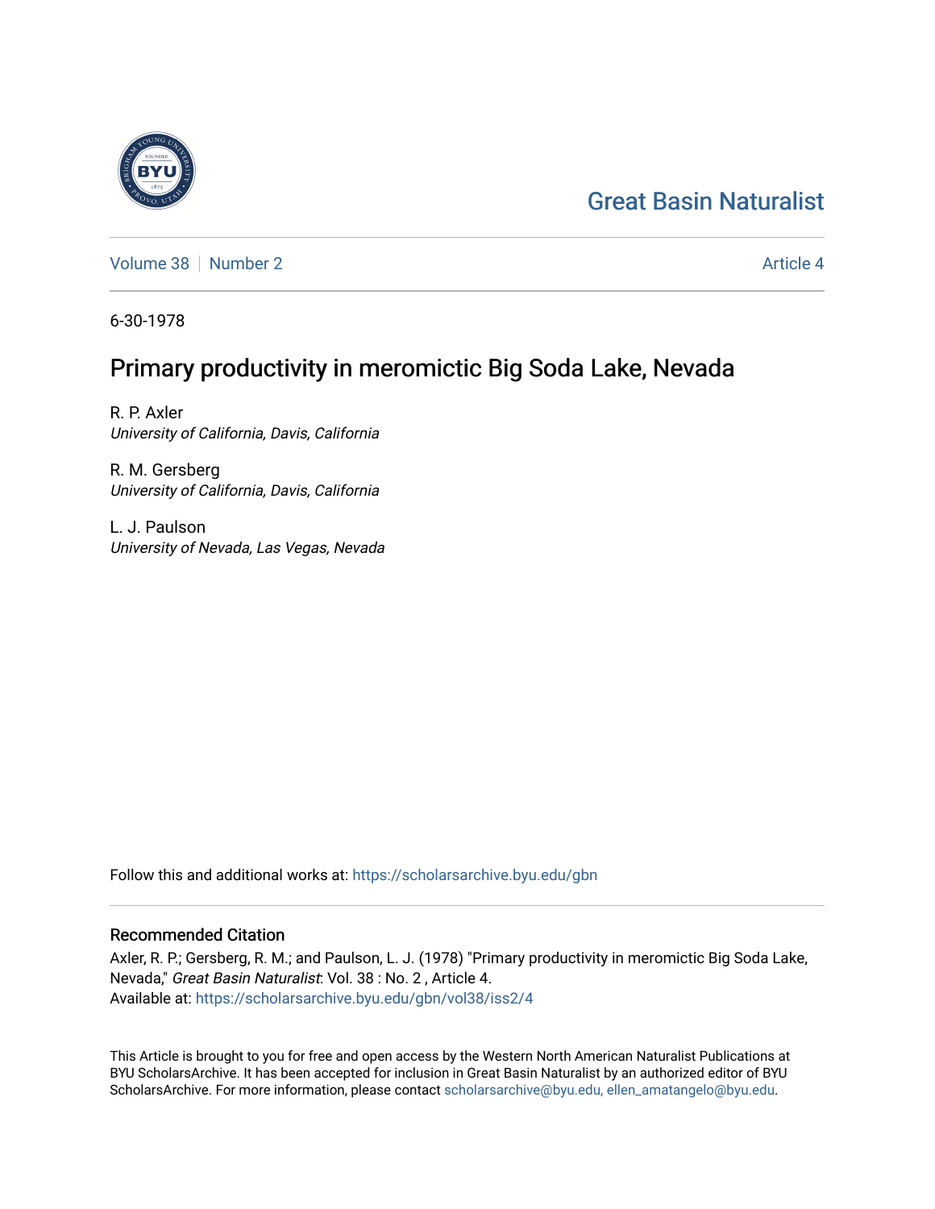Great Basin Naturalist

Volume 38 | Number 2 | Article 4

6-30-1978

# Primary productivity in meromictic Big Soda Lake, Nevada

R. P. Axler
*University of California, Davis, California*

R. M. Gersberg
*University of California, Davis, California*

L. J. Paulson
*University of Nevada, Las Vegas, Nevada*

Follow this and additional works at: https://scholarsarchive.byu.edu/gbn

## Recommended Citation

Axler, R. P.; Gersberg, R. M.; and Paulson, L. J. (1978) "Primary productivity in meromictic Big Soda Lake, Nevada," *Great Basin Naturalist*: Vol. 38 : No. 2 , Article 4.
Available at: https://scholarsarchive.byu.edu/gbn/vol38/iss2/4

This Article is brought to you for free and open access by the Western North American Naturalist Publications at BYU ScholarsArchive. It has been accepted for inclusion in Great Basin Naturalist by an authorized editor of BYU ScholarsArchive. For more information, please contact scholarsarchive@byu.edu, ellen_amatangelo@byu.edu.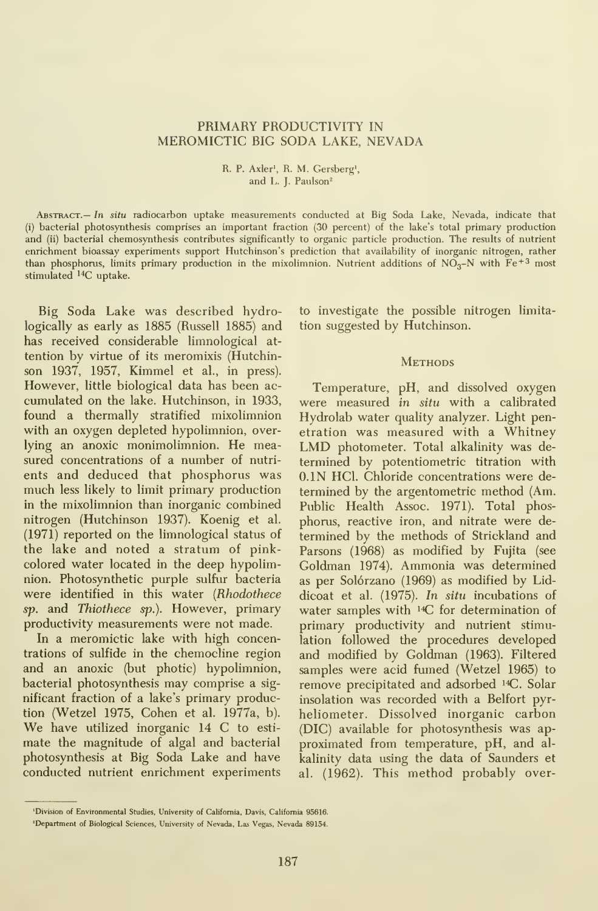# PRIMARY PRODUCTIVITY IN MEROMICTIC BIG SODA LAKE, NEVADA

R. P. Axler[1], R. M. Gersberg[1], and L. J. Paulson[2]

ABSTRACT.— *In situ* radiocarbon uptake measurements conducted at Big Soda Lake, Nevada, indicate that (i) bacterial photosynthesis comprises an important fraction (30 percent) of the lake's total primary production and (ii) bacterial chemosynthesis contributes significantly to organic particle production. The results of nutrient enrichment bioassay experiments support Hutchinson's prediction that availability of inorganic nitrogen, rather than phosphorus, limits primary production in the mixolimnion. Nutrient additions of $NO_3$-N with $Fe^{+3}$ most stimulated $^{14}C$ uptake.

Big Soda Lake was described hydrologically as early as 1885 (Russell 1885) and has received considerable limnological attention by virtue of its meromixis (Hutchinson 1937, 1957, Kimmel et al., in press). However, little biological data has been accumulated on the lake. Hutchinson, in 1933, found a thermally stratified mixolimnion with an oxygen depleted hypolimnion, overlying an anoxic monimolimnion. He measured concentrations of a number of nutrients and deduced that phosphorus was much less likely to limit primary production in the mixolimnion than inorganic combined nitrogen (Hutchinson 1937). Koenig et al. (1971) reported on the limnological status of the lake and noted a stratum of pink-colored water located in the deep hypolimnion. Photosynthetic purple sulfur bacteria were identified in this water (*Rhodothece sp.* and *Thiothece sp.*). However, primary productivity measurements were not made.

In a meromictic lake with high concentrations of sulfide in the chemocline region and an anoxic (but photic) hypolimnion, bacterial photosynthesis may comprise a significant fraction of a lake's primary production (Wetzel 1975, Cohen et al. 1977a, b). We have utilized inorganic 14 C to estimate the magnitude of algal and bacterial photosynthesis at Big Soda Lake and have conducted nutrient enrichment experiments to investigate the possible nitrogen limitation suggested by Hutchinson.

## METHODS

Temperature, pH, and dissolved oxygen were measured *in situ* with a calibrated Hydrolab water quality analyzer. Light penetration was measured with a Whitney LMD photometer. Total alkalinity was determined by potentiometric titration with 0.1N HCl. Chloride concentrations were determined by the argentometric method (Am. Public Health Assoc. 1971). Total phosphorus, reactive iron, and nitrate were determined by the methods of Strickland and Parsons (1968) as modified by Fujita (see Goldman 1974). Ammonia was determined as per Solórzano (1969) as modified by Liddicoat et al. (1975). *In situ* incubations of water samples with $^{14}C$ for determination of primary productivity and nutrient stimulation followed the procedures developed and modified by Goldman (1963). Filtered samples were acid fumed (Wetzel 1965) to remove precipitated and adsorbed $^{14}C$. Solar insolation was recorded with a Belfort pyrheliometer. Dissolved inorganic carbon (DIC) available for photosynthesis was approximated from temperature, pH, and alkalinity data using the data of Saunders et al. (1962). This method probably over-

[1]Division of Environmental Studies, University of California, Davis, California 95616.

[2]Department of Biological Sciences, University of Nevada, Las Vegas, Nevada 89154.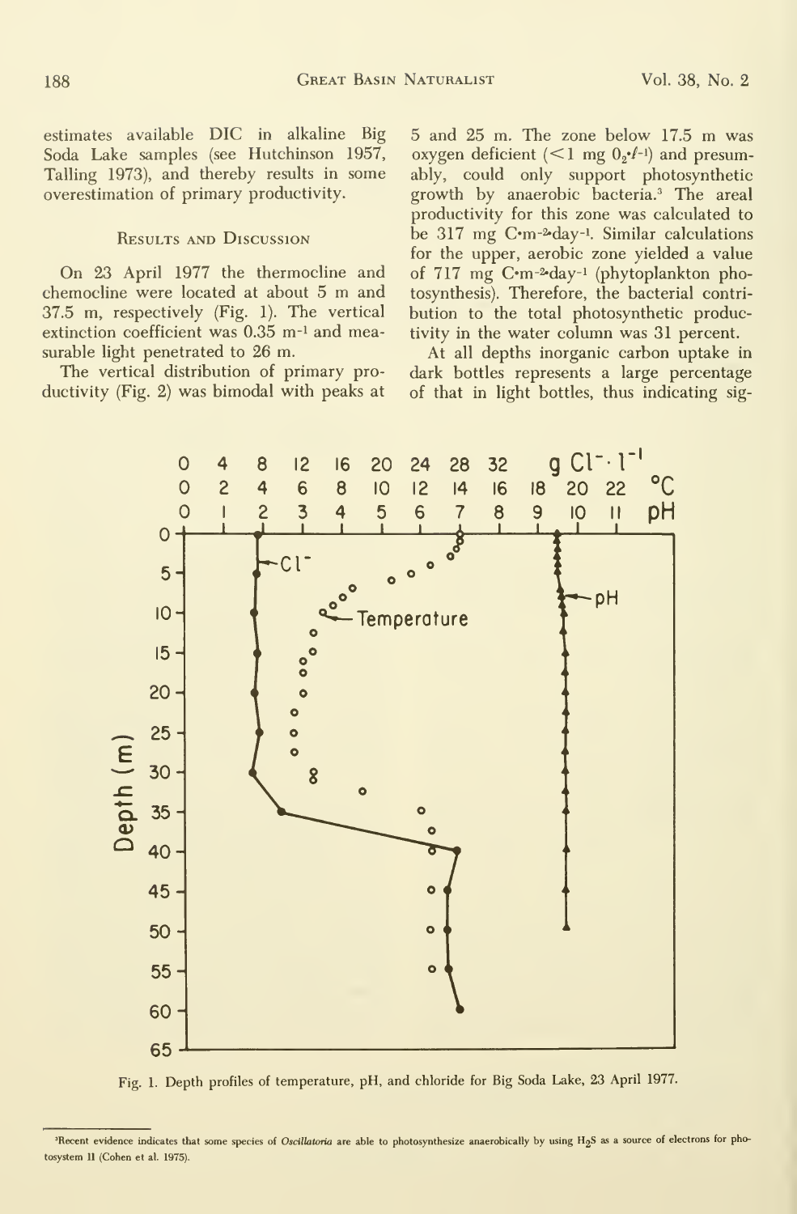estimates available DIC in alkaline Big Soda Lake samples (see Hutchinson 1957, Talling 1973), and thereby results in some overestimation of primary productivity.

## Results and Discussion

On 23 April 1977 the thermocline and chemocline were located at about 5 m and 37.5 m, respectively (Fig. 1). The vertical extinction coefficient was 0.35 $m^{-1}$ and measurable light penetrated to 26 m.

The vertical distribution of primary productivity (Fig. 2) was bimodal with peaks at 5 and 25 m. The zone below 17.5 m was oxygen deficient (<1 mg $O_2 \cdot l^{-1}$) and presumably, could only support photosynthetic growth by anaerobic bacteria.[3] The areal productivity for this zone was calculated to be 317 mg $C \cdot m^{-2} \cdot day^{-1}$. Similar calculations for the upper, aerobic zone yielded a value of 717 mg $C \cdot m^{-2} \cdot day^{-1}$ (phytoplankton photosynthesis). Therefore, the bacterial contribution to the total photosynthetic productivity in the water column was 31 percent.

At all depths inorganic carbon uptake in dark bottles represents a large percentage of that in light bottles, thus indicating sig-

Fig. 1. Depth profiles of temperature, pH, and chloride for Big Soda Lake, 23 April 1977.

[3]Recent evidence indicates that some species of *Oscillatoria* are able to photosynthesize anaerobically by using $H_2S$ as a source of electrons for photosystem II (Cohen et al. 1975).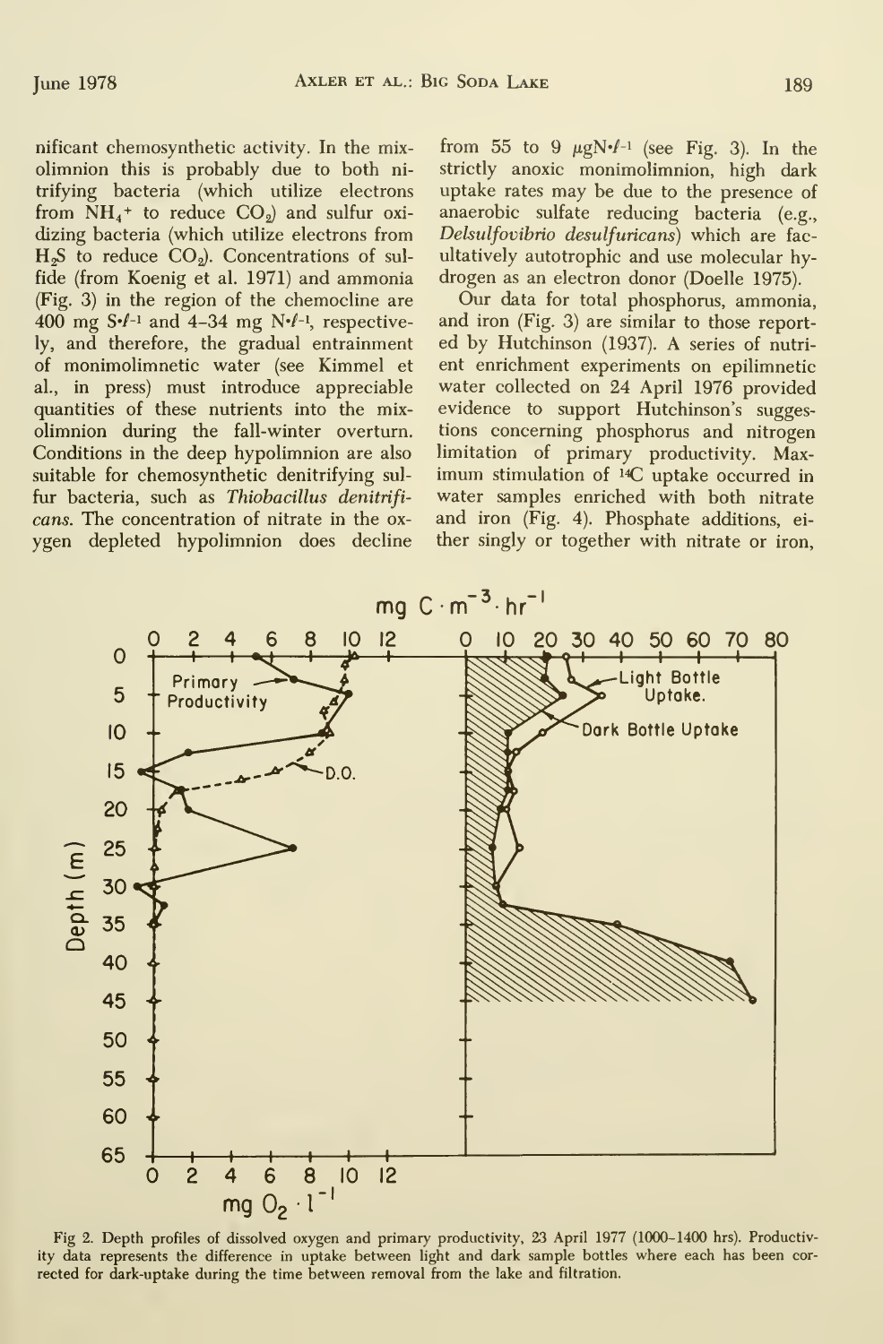nificant chemosynthetic activity. In the mixolimnion this is probably due to both nitrifying bacteria (which utilize electrons from $NH_4^+$ to reduce $CO_2$) and sulfur oxidizing bacteria (which utilize electrons from $H_2S$ to reduce $CO_2$). Concentrations of sulfide (from Koenig et al. 1971) and ammonia (Fig. 3) in the region of the chemocline are 400 mg $S \cdot \ell^{-1}$ and 4–34 mg $N \cdot \ell^{-1}$, respectively, and therefore, the gradual entrainment of monimolimnetic water (see Kimmel et al., in press) must introduce appreciable quantities of these nutrients into the mixolimnion during the fall-winter overturn. Conditions in the deep hypolimnion are also suitable for chemosynthetic denitrifying sulfur bacteria, such as *Thiobacillus denitrificans*. The concentration of nitrate in the oxygen depleted hypolimnion does decline from 55 to 9 $\mu g N \cdot \ell^{-1}$ (see Fig. 3). In the strictly anoxic monimolimnion, high dark uptake rates may be due to the presence of anaerobic sulfate reducing bacteria (e.g., *Delsulfovibrio desulfuricans*) which are facultatively autotrophic and use molecular hydrogen as an electron donor (Doelle 1975).

Our data for total phosphorus, ammonia, and iron (Fig. 3) are similar to those reported by Hutchinson (1937). A series of nutrient enrichment experiments on epilimnetic water collected on 24 April 1976 provided evidence to support Hutchinson's suggestions concerning phosphorus and nitrogen limitation of primary productivity. Maximum stimulation of $^{14}C$ uptake occurred in water samples enriched with both nitrate and iron (Fig. 4). Phosphate additions, either singly or together with nitrate or iron,

Fig 2. Depth profiles of dissolved oxygen and primary productivity, 23 April 1977 (1000–1400 hrs). Productivity data represents the difference in uptake between light and dark sample bottles where each has been corrected for dark-uptake during the time between removal from the lake and filtration.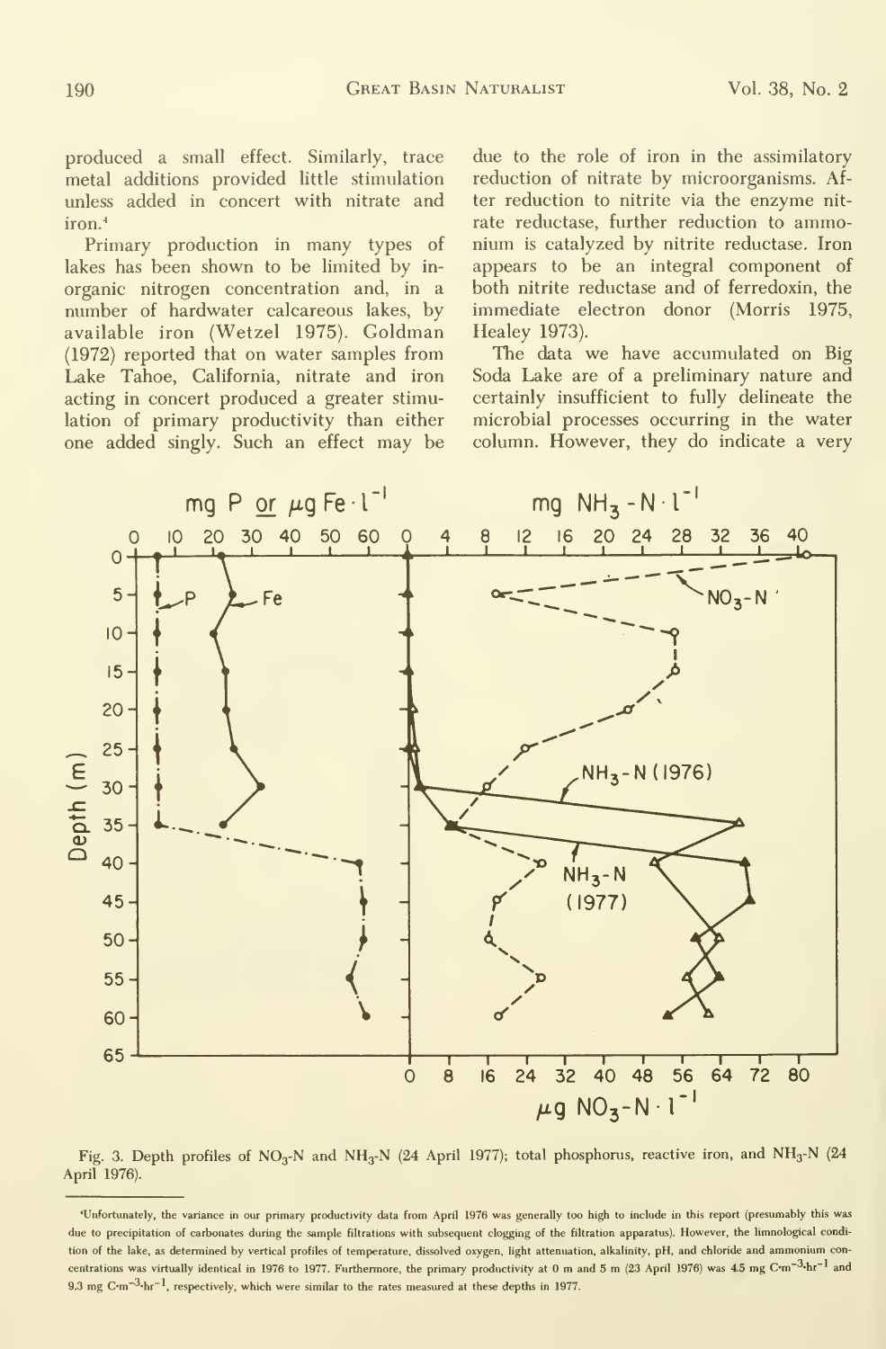produced a small effect. Similarly, trace metal additions provided little stimulation unless added in concert with nitrate and iron.[4]

Primary production in many types of lakes has been shown to be limited by inorganic nitrogen concentration and, in a number of hardwater calcareous lakes, by available iron (Wetzel 1975). Goldman (1972) reported that on water samples from Lake Tahoe, California, nitrate and iron acting in concert produced a greater stimulation of primary productivity than either one added singly. Such an effect may be due to the role of iron in the assimilatory reduction of nitrate by microorganisms. After reduction to nitrite via the enzyme nitrate reductase, further reduction to ammonium is catalyzed by nitrite reductase. Iron appears to be an integral component of both nitrite reductase and of ferredoxin, the immediate electron donor (Morris 1975, Healey 1973).

The data we have accumulated on Big Soda Lake are of a preliminary nature and certainly insufficient to fully delineate the microbial processes occurring in the water column. However, they do indicate a very

Fig. 3. Depth profiles of $NO_3$-N and $NH_3$-N (24 April 1977); total phosphorus, reactive iron, and $NH_3$-N (24 April 1976).

[4]Unfortunately, the variance in our primary productivity data from April 1976 was generally too high to include in this report (presumably this was due to precipitation of carbonates during the sample filtrations with subsequent clogging of the filtration apparatus). However, the limnological condition of the lake, as determined by vertical profiles of temperature, dissolved oxygen, light attenuation, alkalinity, pH, and chloride and ammonium concentrations was virtually identical in 1976 to 1977. Furthermore, the primary productivity at 0 m and 5 m (23 April 1976) was 4.5 mg $C \cdot m^{-3} \cdot hr^{-1}$ and 9.3 mg $C \cdot m^{-3} \cdot hr^{-1}$, respectively, which were similar to the rates measured at these depths in 1977.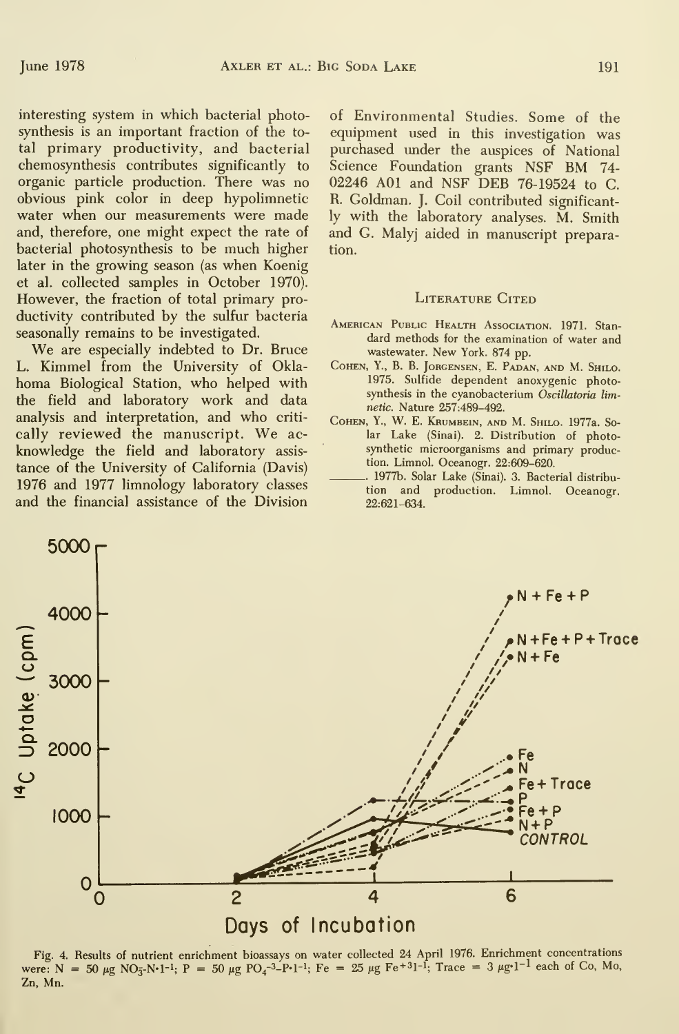interesting system in which bacterial photosynthesis is an important fraction of the total primary productivity, and bacterial chemosynthesis contributes significantly to organic particle production. There was no obvious pink color in deep hypolimnetic water when our measurements were made and, therefore, one might expect the rate of bacterial photosynthesis to be much higher later in the growing season (as when Koenig et al. collected samples in October 1970). However, the fraction of total primary productivity contributed by the sulfur bacteria seasonally remains to be investigated.

We are especially indebted to Dr. Bruce L. Kimmel from the University of Oklahoma Biological Station, who helped with the field and laboratory work and data analysis and interpretation, and who critically reviewed the manuscript. We acknowledge the field and laboratory assistance of the University of California (Davis) 1976 and 1977 limnology laboratory classes and the financial assistance of the Division of Environmental Studies. Some of the equipment used in this investigation was purchased under the auspices of National Science Foundation grants NSF BM 74-02246 A01 and NSF DEB 76-19524 to C. R. Goldman. J. Coil contributed significantly with the laboratory analyses. M. Smith and G. Malyj aided in manuscript preparation.

## Literature Cited

American Public Health Association. 1971. Standard methods for the examination of water and wastewater. New York. 874 pp.

Cohen, Y., B. B. Jorgensen, E. Padan, and M. Shilo. 1975. Sulfide dependent anoxygenic photosynthesis in the cyanobacterium *Oscillatoria limnetic*. Nature 257:489–492.

Cohen, Y., W. E. Krumbein, and M. Shilo. 1977a. Solar Lake (Sinai). 2. Distribution of photosynthetic microorganisms and primary production. Limnol. Oceanogr. 22:609–620.

———. 1977b. Solar Lake (Sinai). 3. Bacterial distribution and production. Limnol. Oceanogr. 22:621–634.

Fig. 4. Results of nutrient enrichment bioassays on water collected 24 April 1976. Enrichment concentrations were: N = 50 $\mu g$ $NO_3^-$-N·l$^{-1}$; P = 50 $\mu g$ $PO_4^{-3}$-P·l$^{-1}$; Fe = 25 $\mu g$ $Fe^{+3}$l$^{-1}$; Trace = 3 $\mu g \cdot l^{-1}$ each of Co, Mo, Zn, Mn.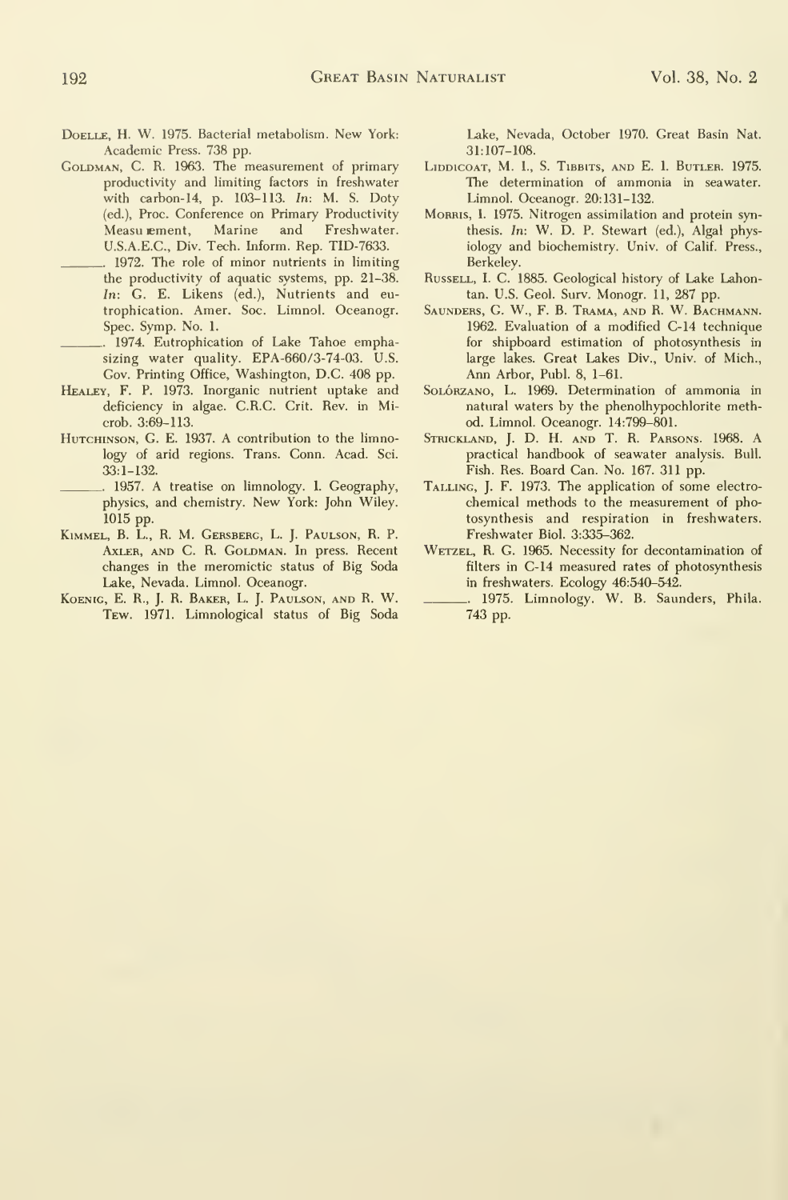Doelle, H. W. 1975. Bacterial metabolism. New York: Academic Press. 738 pp.

Goldman, C. R. 1963. The measurement of primary productivity and limiting factors in freshwater with carbon-14, p. 103–113. *In*: M. S. Doty (ed.), Proc. Conference on Primary Productivity Measurement, Marine and Freshwater. U.S.A.E.C., Div. Tech. Inform. Rep. TID-7633.

______. 1972. The role of minor nutrients in limiting the productivity of aquatic systems, pp. 21–38. *In*: G. E. Likens (ed.), Nutrients and eutrophication. Amer. Soc. Limnol. Oceanogr. Spec. Symp. No. 1.

______. 1974. Eutrophication of Lake Tahoe emphasizing water quality. EPA-660/3-74-03. U.S. Gov. Printing Office, Washington, D.C. 408 pp.

Healey, F. P. 1973. Inorganic nutrient uptake and deficiency in algae. C.R.C. Crit. Rev. in Microb. 3:69–113.

Hutchinson, G. E. 1937. A contribution to the limnology of arid regions. Trans. Conn. Acad. Sci. 33:1–132.

______. 1957. A treatise on limnology. I. Geography, physics, and chemistry. New York: John Wiley. 1015 pp.

Kimmel, B. L., R. M. Gersberg, L. J. Paulson, R. P. Axler, and C. R. Goldman. In press. Recent changes in the meromictic status of Big Soda Lake, Nevada. Limnol. Oceanogr.

Koenig, E. R., J. R. Baker, L. J. Paulson, and R. W. Tew. 1971. Limnological status of Big Soda Lake, Nevada, October 1970. Great Basin Nat. 31:107–108.

Liddicoat, M. I., S. Tibbits, and E. I. Butler. 1975. The determination of ammonia in seawater. Limnol. Oceanogr. 20:131–132.

Morris, I. 1975. Nitrogen assimilation and protein synthesis. *In*: W. D. P. Stewart (ed.), Algal physiology and biochemistry. Univ. of Calif. Press., Berkeley.

Russell, I. C. 1885. Geological history of Lake Lahontan. U.S. Geol. Surv. Monogr. 11, 287 pp.

Saunders, G. W., F. B. Trama, and R. W. Bachmann. 1962. Evaluation of a modified C-14 technique for shipboard estimation of photosynthesis in large lakes. Great Lakes Div., Univ. of Mich., Ann Arbor, Publ. 8, 1–61.

Solórzano, L. 1969. Determination of ammonia in natural waters by the phenolhypochlorite method. Limnol. Oceanogr. 14:799–801.

Strickland, J. D. H. and T. R. Parsons. 1968. A practical handbook of seawater analysis. Bull. Fish. Res. Board Can. No. 167. 311 pp.

Talling, J. F. 1973. The application of some electrochemical methods to the measurement of photosynthesis and respiration in freshwaters. Freshwater Biol. 3:335–362.

Wetzel, R. G. 1965. Necessity for decontamination of filters in C-14 measured rates of photosynthesis in freshwaters. Ecology 46:540–542.

______. 1975. Limnology. W. B. Saunders, Phila. 743 pp.